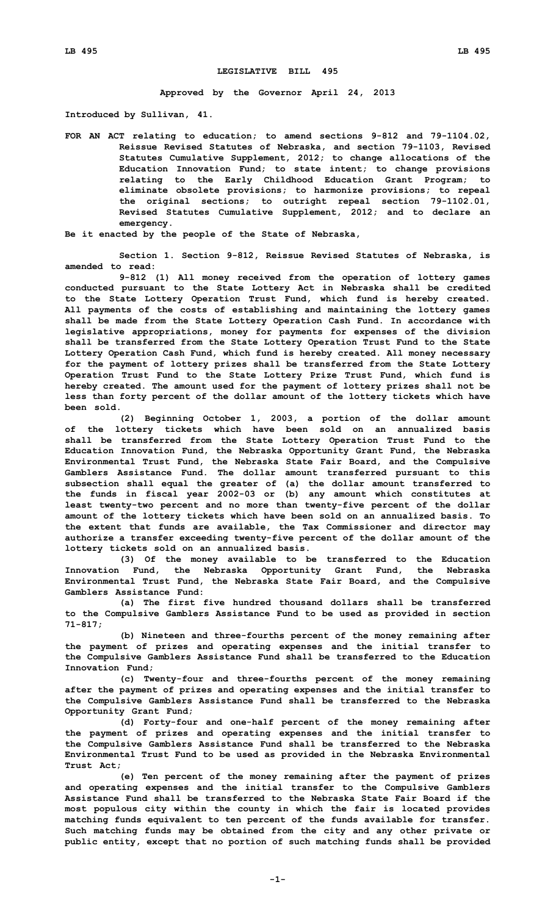# LEGISLATIVE BILL 495

**Approved by the Governor April 24, 2013**

**Introduced by Sullivan, 41.**

**FOR AN ACT relating to education; to amend sections 9-812 and 79-1104.02, Reissue Revised Statutes of Nebraska, and section 79-1103, Revised Statutes Cumulative Supplement, 2012; to change allocations of the Education Innovation Fund; to state intent; to change provisions relating to the Early Childhood Education Grant Program; to eliminate obsolete provisions; to harmonize provisions; to repeal the original sections; to outright repeal section 79-1102.01, Revised Statutes Cumulative Supplement, 2012; and to declare an emergency.**

**Be it enacted by the people of the State of Nebraska,**

**Section 1. Section 9-812, Reissue Revised Statutes of Nebraska, is amended to read:**

**9-812 (1) All money received from the operation of lottery games conducted pursuant to the State Lottery Act in Nebraska shall be credited to the State Lottery Operation Trust Fund, which fund is hereby created. All payments of the costs of establishing and maintaining the lottery games shall be made from the State Lottery Operation Cash Fund. In accordance with legislative appropriations, money for payments for expenses of the division shall be transferred from the State Lottery Operation Trust Fund to the State Lottery Operation Cash Fund, which fund is hereby created. All money necessary for the payment of lottery prizes shall be transferred from the State Lottery Operation Trust Fund to the State Lottery Prize Trust Fund, which fund is hereby created. The amount used for the payment of lottery prizes shall not be less than forty percent of the dollar amount of the lottery tickets which have been sold.**

**(2) Beginning October 1, 2003, a portion of the dollar amount of the lottery tickets which have been sold on an annualized basis shall be transferred from the State Lottery Operation Trust Fund to the Education Innovation Fund, the Nebraska Opportunity Grant Fund, the Nebraska Environmental Trust Fund, the Nebraska State Fair Board, and the Compulsive Gamblers Assistance Fund. The dollar amount transferred pursuant to this subsection shall equal the greater of (a) the dollar amount transferred to the funds in fiscal year 2002-03 or (b) any amount which constitutes at least twenty-two percent and no more than twenty-five percent of the dollar amount of the lottery tickets which have been sold on an annualized basis. To the extent that funds are available, the Tax Commissioner and director may authorize a transfer exceeding twenty-five percent of the dollar amount of the lottery tickets sold on an annualized basis.**

**(3) Of the money available to be transferred to the Education Innovation Fund, the Nebraska Opportunity Grant Fund, the Nebraska Environmental Trust Fund, the Nebraska State Fair Board, and the Compulsive Gamblers Assistance Fund:**

**(a) The first five hundred thousand dollars shall be transferred to the Compulsive Gamblers Assistance Fund to be used as provided in section 71-817;**

**(b) Nineteen and three-fourths percent of the money remaining after the payment of prizes and operating expenses and the initial transfer to the Compulsive Gamblers Assistance Fund shall be transferred to the Education Innovation Fund;**

**(c) Twenty-four and three-fourths percent of the money remaining after the payment of prizes and operating expenses and the initial transfer to the Compulsive Gamblers Assistance Fund shall be transferred to the Nebraska Opportunity Grant Fund;**

**(d) Forty-four and one-half percent of the money remaining after the payment of prizes and operating expenses and the initial transfer to the Compulsive Gamblers Assistance Fund shall be transferred to the Nebraska Environmental Trust Fund to be used as provided in the Nebraska Environmental Trust Act;**

**(e) Ten percent of the money remaining after the payment of prizes and operating expenses and the initial transfer to the Compulsive Gamblers Assistance Fund shall be transferred to the Nebraska State Fair Board if the most populous city within the county in which the fair is located provides matching funds equivalent to ten percent of the funds available for transfer. Such matching funds may be obtained from the city and any other private or public entity, except that no portion of such matching funds shall be provided**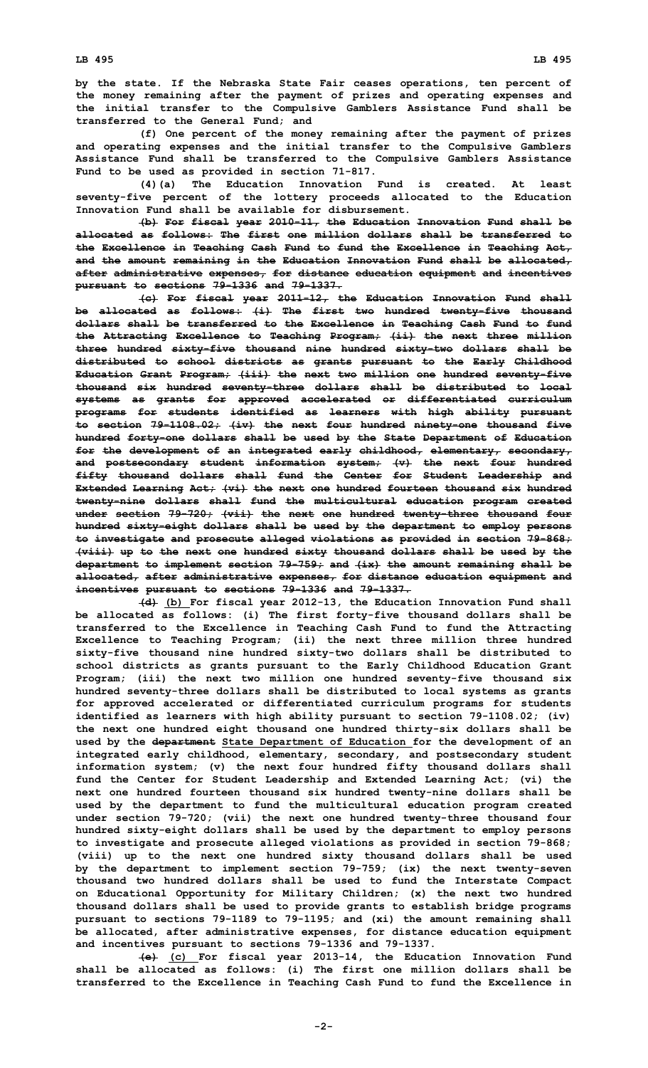by the state. If the Nebraska State Fair ceases operations, ten percent of the money remaining after the payment of prizes and operating expenses and the initial transfer to the Compulsive Gamblers Assistance Fund shall be transferred to the General Fund; and

(f) One percent of the money remaining after the payment of prizes and operating expenses and the initial transfer to the Compulsive Gamblers Assistance Fund shall be transferred to the Compulsive Gamblers Assistance Fund to be used as provided in section 71-817.

(4)(a) The Education Innovation Fund is created. At least seventy-five percent of the lottery proceeds allocated to the Education Innovation Fund shall be available for disbursement.

~~(b) For fiscal year 2010-11, the Education Innovation Fund shall be allocated as follows: The first one million dollars shall be transferred to the Excellence in Teaching Cash Fund to fund the Excellence in Teaching Act, and the amount remaining in the Education Innovation Fund shall be allocated, after administrative expenses, for distance education equipment and incentives pursuant to sections 79-1336 and 79-1337.~~

~~(c) For fiscal year 2011-12, the Education Innovation Fund shall be allocated as follows: (i) The first two hundred twenty-five thousand dollars shall be transferred to the Excellence in Teaching Cash Fund to fund the Attracting Excellence to Teaching Program; (ii) the next three million three hundred sixty-five thousand nine hundred sixty-two dollars shall be distributed to school districts as grants pursuant to the Early Childhood Education Grant Program; (iii) the next two million one hundred seventy-five thousand six hundred seventy-three dollars shall be distributed to local systems as grants for approved accelerated or differentiated curriculum programs for students identified as learners with high ability pursuant to section 79-1108.02; (iv) the next four hundred ninety-one thousand five hundred forty-one dollars shall be used by the State Department of Education for the development of an integrated early childhood, elementary, secondary, and postsecondary student information system; (v) the next four hundred fifty thousand dollars shall fund the Center for Student Leadership and Extended Learning Act; (vi) the next one hundred fourteen thousand six hundred twenty-nine dollars shall fund the multicultural education program created under section 79-720; (vii) the next one hundred twenty-three thousand four hundred sixty-eight dollars shall be used by the department to employ persons to investigate and prosecute alleged violations as provided in section 79-868; (viii) up to the next one hundred sixty thousand dollars shall be used by the department to implement section 79-759; and (ix) the amount remaining shall be allocated, after administrative expenses, for distance education equipment and incentives pursuant to sections 79-1336 and 79-1337.~~

~~(d)~~ <u>(b)</u> For fiscal year 2012-13, the Education Innovation Fund shall be allocated as follows: (i) The first forty-five thousand dollars shall be transferred to the Excellence in Teaching Cash Fund to fund the Attracting Excellence to Teaching Program; (ii) the next three million three hundred sixty-five thousand nine hundred sixty-two dollars shall be distributed to school districts as grants pursuant to the Early Childhood Education Grant Program; (iii) the next two million one hundred seventy-five thousand six hundred seventy-three dollars shall be distributed to local systems as grants for approved accelerated or differentiated curriculum programs for students identified as learners with high ability pursuant to section 79-1108.02; (iv) the next one hundred eight thousand one hundred thirty-six dollars shall be used by the ~~department~~ <u>State Department of Education</u> for the development of an integrated early childhood, elementary, secondary, and postsecondary student information system; (v) the next four hundred fifty thousand dollars shall fund the Center for Student Leadership and Extended Learning Act; (vi) the next one hundred fourteen thousand six hundred twenty-nine dollars shall be used by the department to fund the multicultural education program created under section 79-720; (vii) the next one hundred twenty-three thousand four hundred sixty-eight dollars shall be used by the department to employ persons to investigate and prosecute alleged violations as provided in section 79-868; (viii) up to the next one hundred sixty thousand dollars shall be used by the department to implement section 79-759; (ix) the next twenty-seven thousand two hundred dollars shall be used to fund the Interstate Compact on Educational Opportunity for Military Children; (x) the next two hundred thousand dollars shall be used to provide grants to establish bridge programs pursuant to sections 79-1189 to 79-1195; and (xi) the amount remaining shall be allocated, after administrative expenses, for distance education equipment and incentives pursuant to sections 79-1336 and 79-1337.

~~(e)~~ <u>(c)</u> For fiscal year 2013-14, the Education Innovation Fund shall be allocated as follows: (i) The first one million dollars shall be transferred to the Excellence in Teaching Cash Fund to fund the Excellence in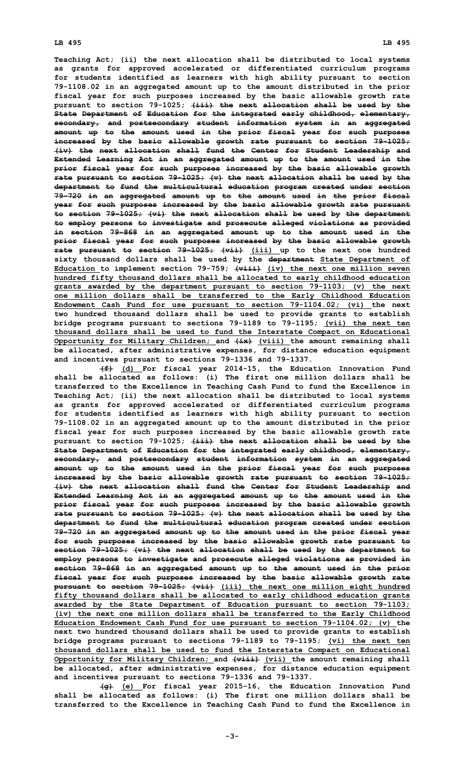Teaching Act; (ii) the next allocation shall be distributed to local systems as grants for approved accelerated or differentiated curriculum programs for students identified as learners with high ability pursuant to section 79-1108.02 in an aggregated amount up to the amount distributed in the prior fiscal year for such purposes increased by the basic allowable growth rate pursuant to section 79-1025; ~~(iii) the next allocation shall be used by the State Department of Education for the integrated early childhood, elementary, secondary, and postsecondary student information system in an aggregated amount up to the amount used in the prior fiscal year for such purposes increased by the basic allowable growth rate pursuant to section 79-1025; (iv) the next allocation shall fund the Center for Student Leadership and Extended Learning Act in an aggregated amount up to the amount used in the prior fiscal year for such purposes increased by the basic allowable growth rate pursuant to section 79-1025; (v) the next allocation shall be used by the department to fund the multicultural education program created under section 79-720 in an aggregated amount up to the amount used in the prior fiscal year for such purposes increased by the basic allowable growth rate pursuant to section 79-1025; (vi) the next allocation shall be used by the department to employ persons to investigate and prosecute alleged violations as provided in section 79-868 in an aggregated amount up to the amount used in the prior fiscal year for such purposes increased by the basic allowable growth rate pursuant to section 79-1025; (vii)~~ <u>(iii)</u> up to the next one hundred sixty thousand dollars shall be used by the ~~department~~ <u>State Department of Education</u> to implement section 79-759; ~~(viii)~~ <u>(iv) the next one million seven hundred fifty thousand dollars shall be allocated to early childhood education grants awarded by the department pursuant to section 79-1103; (v) the next one million dollars shall be transferred to the Early Childhood Education Endowment Cash Fund for use pursuant to section 79-1104.02; (vi)</u> the next two hundred thousand dollars shall be used to provide grants to establish bridge programs pursuant to sections 79-1189 to 79-1195; <u>(vii) the next ten thousand dollars shall be used to fund the Interstate Compact on Educational Opportunity for Military Children;</u> and ~~(ix)~~ <u>(viii)</u> the amount remaining shall be allocated, after administrative expenses, for distance education equipment and incentives pursuant to sections 79-1336 and 79-1337.

~~(f)~~ <u>(d)</u> For fiscal year 2014-15, the Education Innovation Fund shall be allocated as follows: (i) The first one million dollars shall be transferred to the Excellence in Teaching Cash Fund to fund the Excellence in Teaching Act; (ii) the next allocation shall be distributed to local systems as grants for approved accelerated or differentiated curriculum programs for students identified as learners with high ability pursuant to section 79-1108.02 in an aggregated amount up to the amount distributed in the prior fiscal year for such purposes increased by the basic allowable growth rate pursuant to section 79-1025; ~~(iii) the next allocation shall be used by the State Department of Education for the integrated early childhood, elementary, secondary, and postsecondary student information system in an aggregated amount up to the amount used in the prior fiscal year for such purposes increased by the basic allowable growth rate pursuant to section 79-1025; (iv) the next allocation shall fund the Center for Student Leadership and Extended Learning Act in an aggregated amount up to the amount used in the prior fiscal year for such purposes increased by the basic allowable growth rate pursuant to section 79-1025; (v) the next allocation shall be used by the department to fund the multicultural education program created under section 79-720 in an aggregated amount up to the amount used in the prior fiscal year for such purposes increased by the basic allowable growth rate pursuant to section 79-1025; (vi) the next allocation shall be used by the department to employ persons to investigate and prosecute alleged violations as provided in section 79-868 in an aggregated amount up to the amount used in the prior fiscal year for such purposes increased by the basic allowable growth rate pursuant to section 79-1025; (vii)~~ <u>(iii) the next one million eight hundred fifty thousand dollars shall be allocated to early childhood education grants awarded by the State Department of Education pursuant to section 79-1103; (iv) the next one million dollars shall be transferred to the Early Childhood Education Endowment Cash Fund for use pursuant to section 79-1104.02; (v)</u> the next two hundred thousand dollars shall be used to provide grants to establish bridge programs pursuant to sections 79-1189 to 79-1195; <u>(vi) the next ten thousand dollars shall be used to fund the Interstate Compact on Educational Opportunity for Military Children;</u> and ~~(viii)~~ <u>(vii)</u> the amount remaining shall be allocated, after administrative expenses, for distance education equipment and incentives pursuant to sections 79-1336 and 79-1337.

~~(g)~~ <u>(e)</u> For fiscal year 2015-16, the Education Innovation Fund shall be allocated as follows: (i) The first one million dollars shall be transferred to the Excellence in Teaching Cash Fund to fund the Excellence in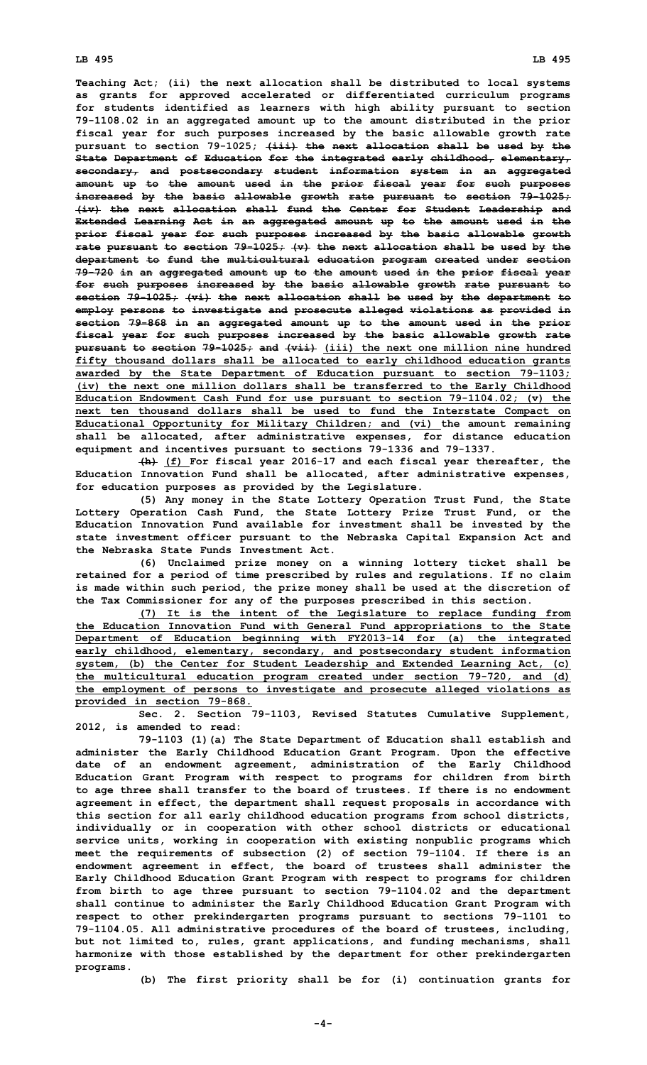Teaching Act; (ii) the next allocation shall be distributed to local systems as grants for approved accelerated or differentiated curriculum programs for students identified as learners with high ability pursuant to section 79-1108.02 in an aggregated amount up to the amount distributed in the prior fiscal year for such purposes increased by the basic allowable growth rate pursuant to section 79-1025; ~~(iii) the next allocation shall be used by the State Department of Education for the integrated early childhood, elementary, secondary, and postsecondary student information system in an aggregated amount up to the amount used in the prior fiscal year for such purposes increased by the basic allowable growth rate pursuant to section 79-1025; (iv) the next allocation shall fund the Center for Student Leadership and Extended Learning Act in an aggregated amount up to the amount used in the prior fiscal year for such purposes increased by the basic allowable growth rate pursuant to section 79-1025; (v) the next allocation shall be used by the department to fund the multicultural education program created under section 79-720 in an aggregated amount up to the amount used in the prior fiscal year for such purposes increased by the basic allowable growth rate pursuant to section 79-1025; (vi) the next allocation shall be used by the department to employ persons to investigate and prosecute alleged violations as provided in section 79-868 in an aggregated amount up to the amount used in the prior fiscal year for such purposes increased by the basic allowable growth rate pursuant to section 79-1025; and (vii)~~ <u>(iii) the next one million nine hundred fifty thousand dollars shall be allocated to early childhood education grants awarded by the State Department of Education pursuant to section 79-1103; (iv) the next one million dollars shall be transferred to the Early Childhood Education Endowment Cash Fund for use pursuant to section 79-1104.02; (v) the next ten thousand dollars shall be used to fund the Interstate Compact on Educational Opportunity for Military Children; and (vi)</u> the amount remaining shall be allocated, after administrative expenses, for distance education equipment and incentives pursuant to sections 79-1336 and 79-1337.

~~(h)~~ <u>(f)</u> For fiscal year 2016-17 and each fiscal year thereafter, the Education Innovation Fund shall be allocated, after administrative expenses, for education purposes as provided by the Legislature.

(5) Any money in the State Lottery Operation Trust Fund, the State Lottery Operation Cash Fund, the State Lottery Prize Trust Fund, or the Education Innovation Fund available for investment shall be invested by the state investment officer pursuant to the Nebraska Capital Expansion Act and the Nebraska State Funds Investment Act.

(6) Unclaimed prize money on a winning lottery ticket shall be retained for a period of time prescribed by rules and regulations. If no claim is made within such period, the prize money shall be used at the discretion of the Tax Commissioner for any of the purposes prescribed in this section.

<u>(7) It is the intent of the Legislature to replace funding from the Education Innovation Fund with General Fund appropriations to the State Department of Education beginning with FY2013-14 for (a) the integrated early childhood, elementary, secondary, and postsecondary student information system, (b) the Center for Student Leadership and Extended Learning Act, (c) the multicultural education program created under section 79-720, and (d) the employment of persons to investigate and prosecute alleged violations as provided in section 79-868.</u>

Sec. 2. Section 79-1103, Revised Statutes Cumulative Supplement, 2012, is amended to read:

79-1103 (1)(a) The State Department of Education shall establish and administer the Early Childhood Education Grant Program. Upon the effective date of an endowment agreement, administration of the Early Childhood Education Grant Program with respect to programs for children from birth to age three shall transfer to the board of trustees. If there is no endowment agreement in effect, the department shall request proposals in accordance with this section for all early childhood education programs from school districts, individually or in cooperation with other school districts or educational service units, working in cooperation with existing nonpublic programs which meet the requirements of subsection (2) of section 79-1104. If there is an endowment agreement in effect, the board of trustees shall administer the Early Childhood Education Grant Program with respect to programs for children from birth to age three pursuant to section 79-1104.02 and the department shall continue to administer the Early Childhood Education Grant Program with respect to other prekindergarten programs pursuant to sections 79-1101 to 79-1104.05. All administrative procedures of the board of trustees, including, but not limited to, rules, grant applications, and funding mechanisms, shall harmonize with those established by the department for other prekindergarten programs.

(b) The first priority shall be for (i) continuation grants for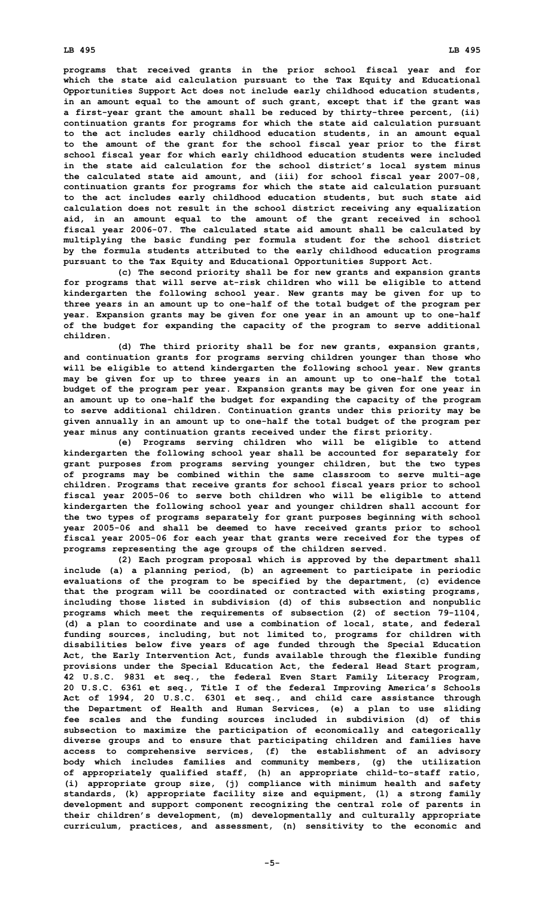programs that received grants in the prior school fiscal year and for which the state aid calculation pursuant to the Tax Equity and Educational Opportunities Support Act does not include early childhood education students, in an amount equal to the amount of such grant, except that if the grant was a first-year grant the amount shall be reduced by thirty-three percent, (ii) continuation grants for programs for which the state aid calculation pursuant to the act includes early childhood education students, in an amount equal to the amount of the grant for the school fiscal year prior to the first school fiscal year for which early childhood education students were included in the state aid calculation for the school district's local system minus the calculated state aid amount, and (iii) for school fiscal year 2007-08, continuation grants for programs for which the state aid calculation pursuant to the act includes early childhood education students, but such state aid calculation does not result in the school district receiving any equalization aid, in an amount equal to the amount of the grant received in school fiscal year 2006-07. The calculated state aid amount shall be calculated by multiplying the basic funding per formula student for the school district by the formula students attributed to the early childhood education programs pursuant to the Tax Equity and Educational Opportunities Support Act.

(c) The second priority shall be for new grants and expansion grants for programs that will serve at-risk children who will be eligible to attend kindergarten the following school year. New grants may be given for up to three years in an amount up to one-half of the total budget of the program per year. Expansion grants may be given for one year in an amount up to one-half of the budget for expanding the capacity of the program to serve additional children.

(d) The third priority shall be for new grants, expansion grants, and continuation grants for programs serving children younger than those who will be eligible to attend kindergarten the following school year. New grants may be given for up to three years in an amount up to one-half the total budget of the program per year. Expansion grants may be given for one year in an amount up to one-half the budget for expanding the capacity of the program to serve additional children. Continuation grants under this priority may be given annually in an amount up to one-half the total budget of the program per year minus any continuation grants received under the first priority.

(e) Programs serving children who will be eligible to attend kindergarten the following school year shall be accounted for separately for grant purposes from programs serving younger children, but the two types of programs may be combined within the same classroom to serve multi-age children. Programs that receive grants for school fiscal years prior to school fiscal year 2005-06 to serve both children who will be eligible to attend kindergarten the following school year and younger children shall account for the two types of programs separately for grant purposes beginning with school year 2005-06 and shall be deemed to have received grants prior to school fiscal year 2005-06 for each year that grants were received for the types of programs representing the age groups of the children served.

(2) Each program proposal which is approved by the department shall include (a) a planning period, (b) an agreement to participate in periodic evaluations of the program to be specified by the department, (c) evidence that the program will be coordinated or contracted with existing programs, including those listed in subdivision (d) of this subsection and nonpublic programs which meet the requirements of subsection (2) of section 79-1104, (d) a plan to coordinate and use a combination of local, state, and federal funding sources, including, but not limited to, programs for children with disabilities below five years of age funded through the Special Education Act, the Early Intervention Act, funds available through the flexible funding provisions under the Special Education Act, the federal Head Start program, 42 U.S.C. 9831 et seq., the federal Even Start Family Literacy Program, 20 U.S.C. 6361 et seq., Title I of the federal Improving America's Schools Act of 1994, 20 U.S.C. 6301 et seq., and child care assistance through the Department of Health and Human Services, (e) a plan to use sliding fee scales and the funding sources included in subdivision (d) of this subsection to maximize the participation of economically and categorically diverse groups and to ensure that participating children and families have access to comprehensive services, (f) the establishment of an advisory body which includes families and community members, (g) the utilization of appropriately qualified staff, (h) an appropriate child-to-staff ratio, (i) appropriate group size, (j) compliance with minimum health and safety standards, (k) appropriate facility size and equipment, (l) a strong family development and support component recognizing the central role of parents in their children's development, (m) developmentally and culturally appropriate curriculum, practices, and assessment, (n) sensitivity to the economic and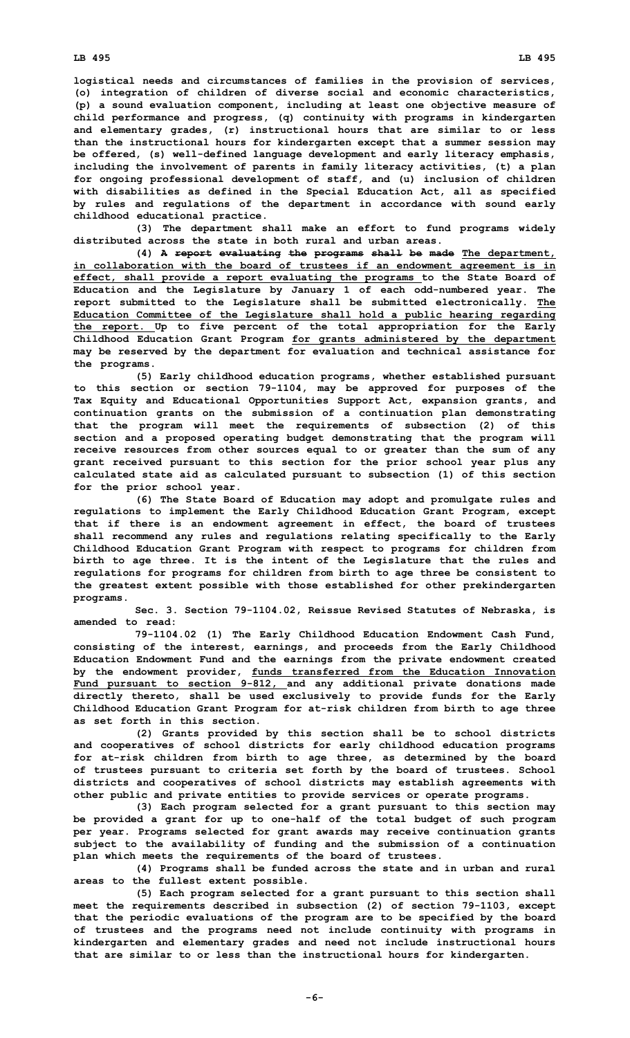logistical needs and circumstances of families in the provision of services, (o) integration of children of diverse social and economic characteristics, (p) a sound evaluation component, including at least one objective measure of child performance and progress, (q) continuity with programs in kindergarten and elementary grades, (r) instructional hours that are similar to or less than the instructional hours for kindergarten except that a summer session may be offered, (s) well-defined language development and early literacy emphasis, including the involvement of parents in family literacy activities, (t) a plan for ongoing professional development of staff, and (u) inclusion of children with disabilities as defined in the Special Education Act, all as specified by rules and regulations of the department in accordance with sound early childhood educational practice.

(3) The department shall make an effort to fund programs widely distributed across the state in both rural and urban areas.

(4) ~~A report evaluating the programs shall be made~~ The department, in collaboration with the board of trustees if an endowment agreement is in effect, shall provide a report evaluating the programs to the State Board of Education and the Legislature by January 1 of each odd-numbered year. The report submitted to the Legislature shall be submitted electronically. The Education Committee of the Legislature shall hold a public hearing regarding the report. Up to five percent of the total appropriation for the Early Childhood Education Grant Program for grants administered by the department may be reserved by the department for evaluation and technical assistance for the programs.

(5) Early childhood education programs, whether established pursuant to this section or section 79-1104, may be approved for purposes of the Tax Equity and Educational Opportunities Support Act, expansion grants, and continuation grants on the submission of a continuation plan demonstrating that the program will meet the requirements of subsection (2) of this section and a proposed operating budget demonstrating that the program will receive resources from other sources equal to or greater than the sum of any grant received pursuant to this section for the prior school year plus any calculated state aid as calculated pursuant to subsection (1) of this section for the prior school year.

(6) The State Board of Education may adopt and promulgate rules and regulations to implement the Early Childhood Education Grant Program, except that if there is an endowment agreement in effect, the board of trustees shall recommend any rules and regulations relating specifically to the Early Childhood Education Grant Program with respect to programs for children from birth to age three. It is the intent of the Legislature that the rules and regulations for programs for children from birth to age three be consistent to the greatest extent possible with those established for other prekindergarten programs.

Sec. 3. Section 79-1104.02, Reissue Revised Statutes of Nebraska, is amended to read:

79-1104.02 (1) The Early Childhood Education Endowment Cash Fund, consisting of the interest, earnings, and proceeds from the Early Childhood Education Endowment Fund and the earnings from the private endowment created by the endowment provider, funds transferred from the Education Innovation Fund pursuant to section 9-812, and any additional private donations made directly thereto, shall be used exclusively to provide funds for the Early Childhood Education Grant Program for at-risk children from birth to age three as set forth in this section.

(2) Grants provided by this section shall be to school districts and cooperatives of school districts for early childhood education programs for at-risk children from birth to age three, as determined by the board of trustees pursuant to criteria set forth by the board of trustees. School districts and cooperatives of school districts may establish agreements with other public and private entities to provide services or operate programs.

(3) Each program selected for a grant pursuant to this section may be provided a grant for up to one-half of the total budget of such program per year. Programs selected for grant awards may receive continuation grants subject to the availability of funding and the submission of a continuation plan which meets the requirements of the board of trustees.

(4) Programs shall be funded across the state and in urban and rural areas to the fullest extent possible.

(5) Each program selected for a grant pursuant to this section shall meet the requirements described in subsection (2) of section 79-1103, except that the periodic evaluations of the program are to be specified by the board of trustees and the programs need not include continuity with programs in kindergarten and elementary grades and need not include instructional hours that are similar to or less than the instructional hours for kindergarten.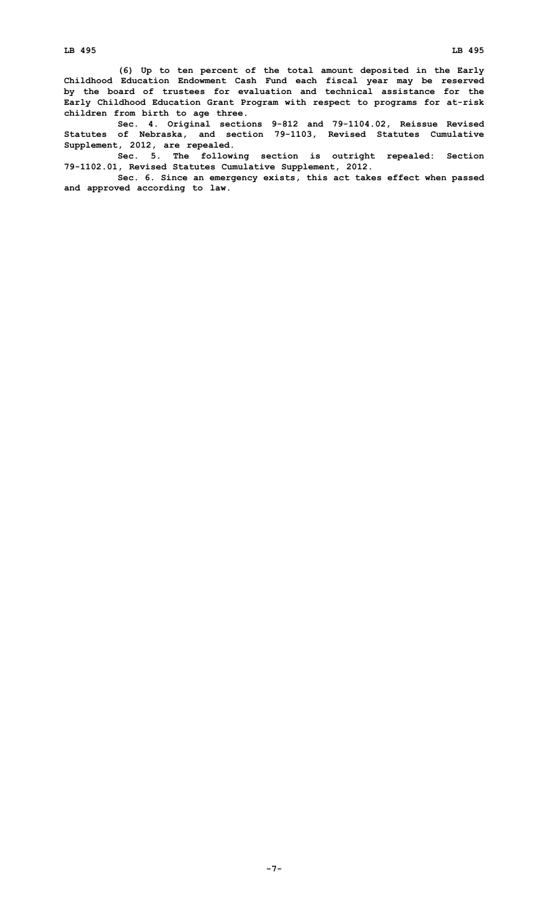**(6) Up to ten percent of the total amount deposited in the Early Childhood Education Endowment Cash Fund each fiscal year may be reserved by the board of trustees for evaluation and technical assistance for the Early Childhood Education Grant Program with respect to programs for at-risk children from birth to age three.**

**Sec. 4. Original sections 9-812 and 79-1104.02, Reissue Revised Statutes of Nebraska, and section 79-1103, Revised Statutes Cumulative Supplement, 2012, are repealed.**

**Sec. 5. The following section is outright repealed: Section 79-1102.01, Revised Statutes Cumulative Supplement, 2012.**

**Sec. 6. Since an emergency exists, this act takes effect when passed and approved according to law.**